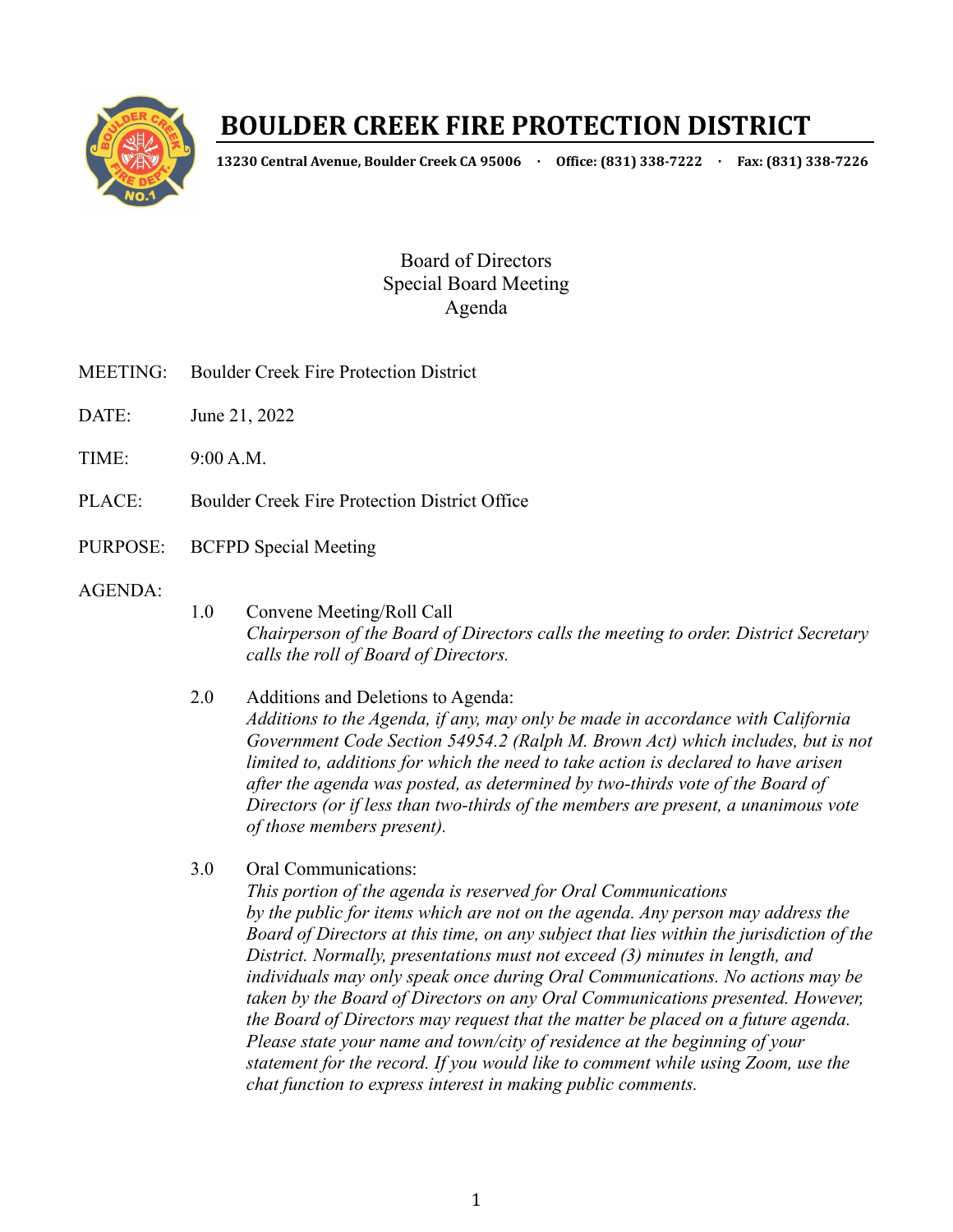# BOULDER CREEK FIRE PROTECTION DISTRICT

**13230 Central Avenue, Boulder Creek CA 95006 · Office: (831) 338-7222 · Fax: (831) 338-7226**

Board of Directors
Special Board Meeting
Agenda

MEETING: Boulder Creek Fire Protection District

DATE: June 21, 2022

TIME: 9:00 A.M.

PLACE: Boulder Creek Fire Protection District Office

PURPOSE: BCFPD Special Meeting

AGENDA:

1.0 Convene Meeting/Roll Call
*Chairperson of the Board of Directors calls the meeting to order. District Secretary calls the roll of Board of Directors.*

2.0 Additions and Deletions to Agenda:
*Additions to the Agenda, if any, may only be made in accordance with California Government Code Section 54954.2 (Ralph M. Brown Act) which includes, but is not limited to, additions for which the need to take action is declared to have arisen after the agenda was posted, as determined by two-thirds vote of the Board of Directors (or if less than two-thirds of the members are present, a unanimous vote of those members present).*

3.0 Oral Communications:
*This portion of the agenda is reserved for Oral Communications by the public for items which are not on the agenda. Any person may address the Board of Directors at this time, on any subject that lies within the jurisdiction of the District. Normally, presentations must not exceed (3) minutes in length, and individuals may only speak once during Oral Communications. No actions may be taken by the Board of Directors on any Oral Communications presented. However, the Board of Directors may request that the matter be placed on a future agenda. Please state your name and town/city of residence at the beginning of your statement for the record. If you would like to comment while using Zoom, use the chat function to express interest in making public comments.*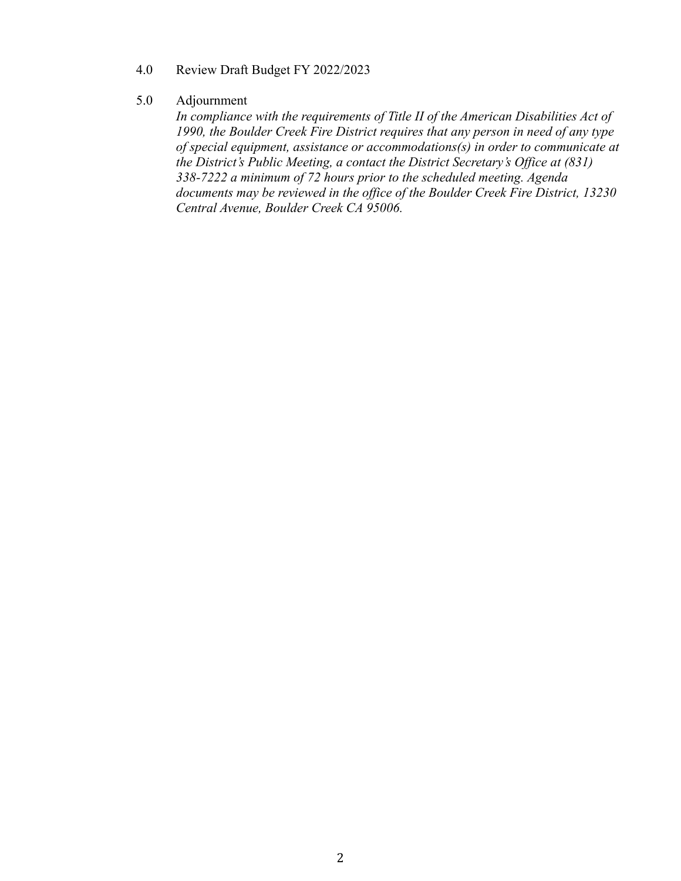4.0 Review Draft Budget FY 2022/2023

5.0 Adjournment

*In compliance with the requirements of Title II of the American Disabilities Act of 1990, the Boulder Creek Fire District requires that any person in need of any type of special equipment, assistance or accommodations(s) in order to communicate at the District's Public Meeting, a contact the District Secretary's Office at (831) 338-7222 a minimum of 72 hours prior to the scheduled meeting. Agenda documents may be reviewed in the office of the Boulder Creek Fire District, 13230 Central Avenue, Boulder Creek CA 95006.*